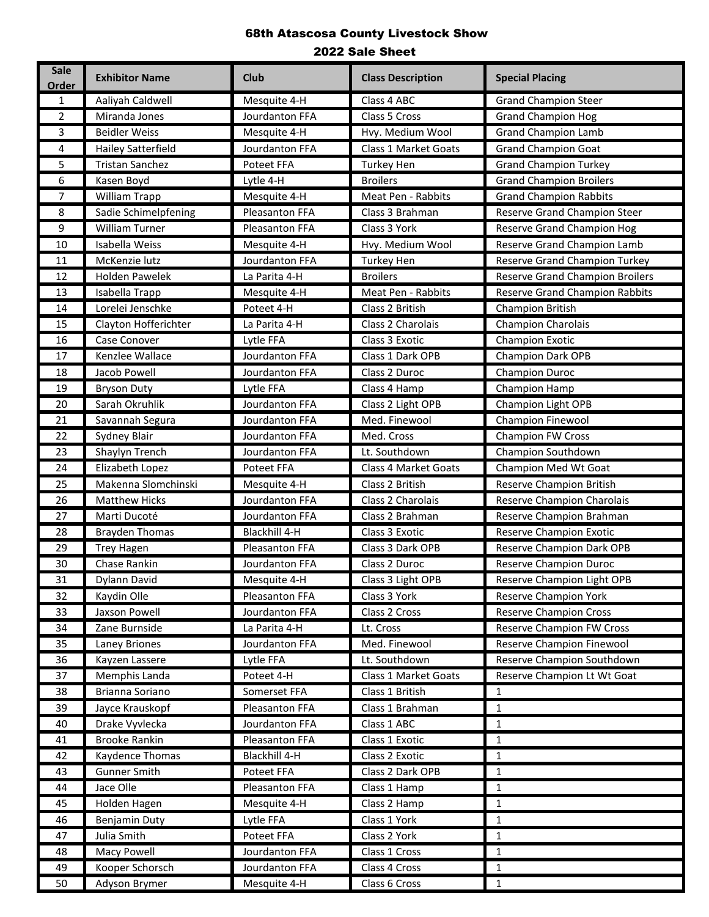# 68th Atascosa County Livestock Show

## 2022 Sale Sheet

| Sale Order | Exhibitor Name | Club | Class Description | Special Placing |
|---|---|---|---|---|
| 1 | Aaliyah Caldwell | Mesquite 4-H | Class 4 ABC | Grand Champion Steer |
| 2 | Miranda Jones | Jourdanton FFA | Class 5 Cross | Grand Champion Hog |
| 3 | Beidler Weiss | Mesquite 4-H | Hvy. Medium Wool | Grand Champion Lamb |
| 4 | Hailey Satterfield | Jourdanton FFA | Class 1 Market Goats | Grand Champion Goat |
| 5 | Tristan Sanchez | Poteet FFA | Turkey Hen | Grand Champion Turkey |
| 6 | Kasen Boyd | Lytle 4-H | Broilers | Grand Champion Broilers |
| 7 | William Trapp | Mesquite 4-H | Meat Pen - Rabbits | Grand Champion Rabbits |
| 8 | Sadie Schimelpfening | Pleasanton FFA | Class 3 Brahman | Reserve Grand Champion Steer |
| 9 | William Turner | Pleasanton FFA | Class 3 York | Reserve Grand Champion Hog |
| 10 | Isabella Weiss | Mesquite 4-H | Hvy. Medium Wool | Reserve Grand Champion Lamb |
| 11 | McKenzie lutz | Jourdanton FFA | Turkey Hen | Reserve Grand Champion Turkey |
| 12 | Holden Pawelek | La Parita 4-H | Broilers | Reserve Grand Champion Broilers |
| 13 | Isabella Trapp | Mesquite 4-H | Meat Pen - Rabbits | Reserve Grand Champion Rabbits |
| 14 | Lorelei Jenschke | Poteet 4-H | Class 2 British | Champion British |
| 15 | Clayton Hofferichter | La Parita 4-H | Class 2 Charolais | Champion Charolais |
| 16 | Case Conover | Lytle FFA | Class 3 Exotic | Champion Exotic |
| 17 | Kenzlee Wallace | Jourdanton FFA | Class 1 Dark OPB | Champion Dark OPB |
| 18 | Jacob Powell | Jourdanton FFA | Class 2 Duroc | Champion Duroc |
| 19 | Bryson Duty | Lytle FFA | Class 4 Hamp | Champion Hamp |
| 20 | Sarah Okruhlik | Jourdanton FFA | Class 2 Light OPB | Champion Light OPB |
| 21 | Savannah Segura | Jourdanton FFA | Med. Finewool | Champion Finewool |
| 22 | Sydney Blair | Jourdanton FFA | Med. Cross | Champion FW Cross |
| 23 | Shaylyn Trench | Jourdanton FFA | Lt. Southdown | Champion Southdown |
| 24 | Elizabeth Lopez | Poteet FFA | Class 4 Market Goats | Champion Med Wt Goat |
| 25 | Makenna Slomchinski | Mesquite 4-H | Class 2 British | Reserve Champion British |
| 26 | Matthew Hicks | Jourdanton FFA | Class 2 Charolais | Reserve Champion Charolais |
| 27 | Marti Ducoté | Jourdanton FFA | Class 2 Brahman | Reserve Champion Brahman |
| 28 | Brayden Thomas | Blackhill 4-H | Class 3 Exotic | Reserve Champion Exotic |
| 29 | Trey Hagen | Pleasanton FFA | Class 3 Dark OPB | Reserve Champion Dark OPB |
| 30 | Chase Rankin | Jourdanton FFA | Class 2 Duroc | Reserve Champion Duroc |
| 31 | Dylann David | Mesquite 4-H | Class 3 Light OPB | Reserve Champion Light OPB |
| 32 | Kaydin Olle | Pleasanton FFA | Class 3 York | Reserve Champion York |
| 33 | Jaxson Powell | Jourdanton FFA | Class 2 Cross | Reserve Champion Cross |
| 34 | Zane Burnside | La Parita 4-H | Lt. Cross | Reserve Champion FW Cross |
| 35 | Laney Briones | Jourdanton FFA | Med. Finewool | Reserve Champion Finewool |
| 36 | Kayzen Lassere | Lytle FFA | Lt. Southdown | Reserve Champion Southdown |
| 37 | Memphis Landa | Poteet 4-H | Class 1 Market Goats | Reserve Champion Lt Wt Goat |
| 38 | Brianna Soriano | Somerset FFA | Class 1 British | 1 |
| 39 | Jayce Krauskopf | Pleasanton FFA | Class 1 Brahman | 1 |
| 40 | Drake Vyvlecka | Jourdanton FFA | Class 1 ABC | 1 |
| 41 | Brooke Rankin | Pleasanton FFA | Class 1 Exotic | 1 |
| 42 | Kaydence Thomas | Blackhill 4-H | Class 2 Exotic | 1 |
| 43 | Gunner Smith | Poteet FFA | Class 2 Dark OPB | 1 |
| 44 | Jace Olle | Pleasanton FFA | Class 1 Hamp | 1 |
| 45 | Holden Hagen | Mesquite 4-H | Class 2 Hamp | 1 |
| 46 | Benjamin Duty | Lytle FFA | Class 1 York | 1 |
| 47 | Julia Smith | Poteet FFA | Class 2 York | 1 |
| 48 | Macy Powell | Jourdanton FFA | Class 1 Cross | 1 |
| 49 | Kooper Schorsch | Jourdanton FFA | Class 4 Cross | 1 |
| 50 | Adyson Brymer | Mesquite 4-H | Class 6 Cross | 1 |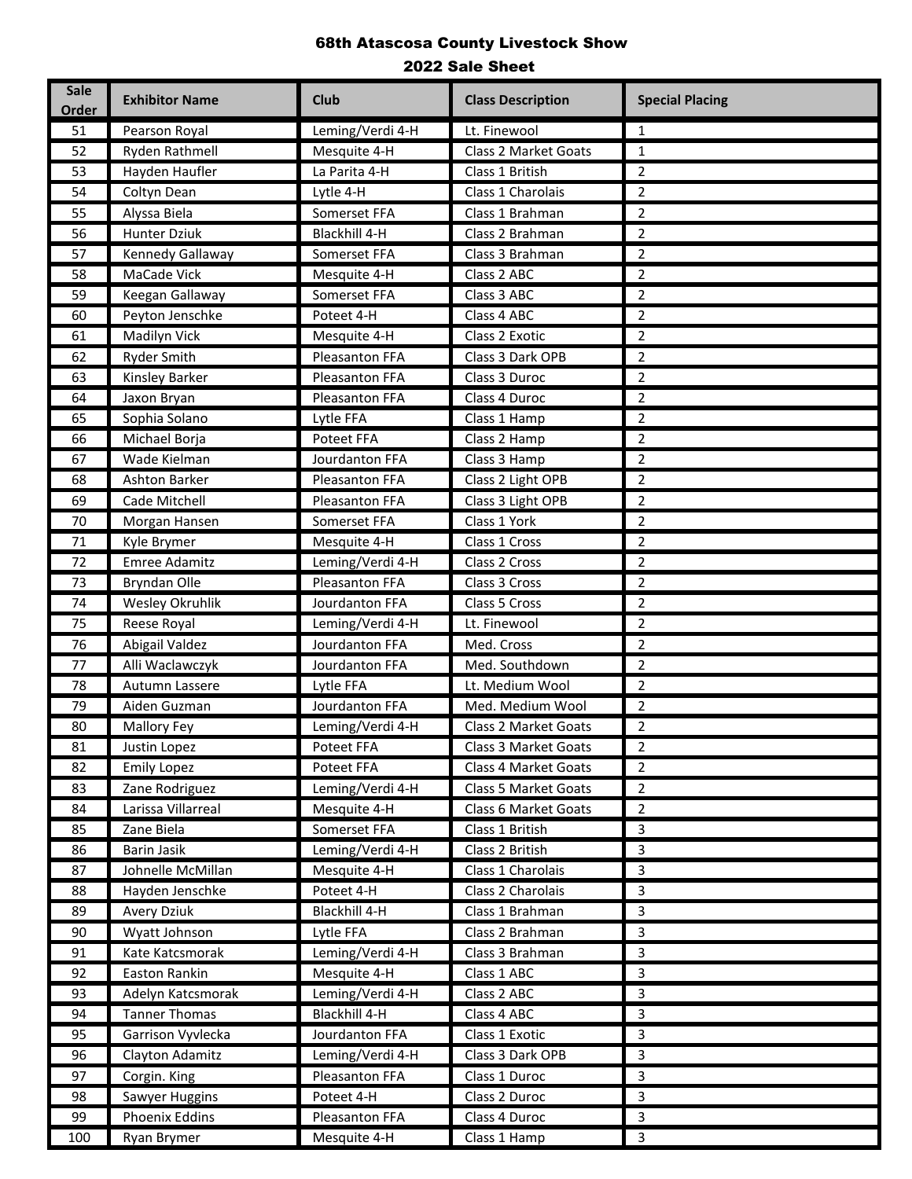# 68th Atascosa County Livestock Show
## 2022 Sale Sheet

| Sale Order | Exhibitor Name | Club | Class Description | Special Placing |
|---|---|---|---|---|
| 51 | Pearson Royal | Leming/Verdi 4-H | Lt. Finewool | 1 |
| 52 | Ryden Rathmell | Mesquite 4-H | Class 2 Market Goats | 1 |
| 53 | Hayden Haufler | La Parita 4-H | Class 1 British | 2 |
| 54 | Coltyn Dean | Lytle 4-H | Class 1 Charolais | 2 |
| 55 | Alyssa Biela | Somerset FFA | Class 1 Brahman | 2 |
| 56 | Hunter Dziuk | Blackhill 4-H | Class 2 Brahman | 2 |
| 57 | Kennedy Gallaway | Somerset FFA | Class 3 Brahman | 2 |
| 58 | MaCade Vick | Mesquite 4-H | Class 2 ABC | 2 |
| 59 | Keegan Gallaway | Somerset FFA | Class 3 ABC | 2 |
| 60 | Peyton Jenschke | Poteet 4-H | Class 4 ABC | 2 |
| 61 | Madilyn Vick | Mesquite 4-H | Class 2 Exotic | 2 |
| 62 | Ryder Smith | Pleasanton FFA | Class 3 Dark OPB | 2 |
| 63 | Kinsley Barker | Pleasanton FFA | Class 3 Duroc | 2 |
| 64 | Jaxon Bryan | Pleasanton FFA | Class 4 Duroc | 2 |
| 65 | Sophia Solano | Lytle FFA | Class 1 Hamp | 2 |
| 66 | Michael Borja | Poteet FFA | Class 2 Hamp | 2 |
| 67 | Wade Kielman | Jourdanton FFA | Class 3 Hamp | 2 |
| 68 | Ashton Barker | Pleasanton FFA | Class 2 Light OPB | 2 |
| 69 | Cade Mitchell | Pleasanton FFA | Class 3 Light OPB | 2 |
| 70 | Morgan Hansen | Somerset FFA | Class 1 York | 2 |
| 71 | Kyle Brymer | Mesquite 4-H | Class 1 Cross | 2 |
| 72 | Emree Adamitz | Leming/Verdi 4-H | Class 2 Cross | 2 |
| 73 | Bryndan Olle | Pleasanton FFA | Class 3 Cross | 2 |
| 74 | Wesley Okruhlik | Jourdanton FFA | Class 5 Cross | 2 |
| 75 | Reese Royal | Leming/Verdi 4-H | Lt. Finewool | 2 |
| 76 | Abigail Valdez | Jourdanton FFA | Med. Cross | 2 |
| 77 | Alli Waclawczyk | Jourdanton FFA | Med. Southdown | 2 |
| 78 | Autumn Lassere | Lytle FFA | Lt. Medium Wool | 2 |
| 79 | Aiden Guzman | Jourdanton FFA | Med. Medium Wool | 2 |
| 80 | Mallory Fey | Leming/Verdi 4-H | Class 2 Market Goats | 2 |
| 81 | Justin Lopez | Poteet FFA | Class 3 Market Goats | 2 |
| 82 | Emily Lopez | Poteet FFA | Class 4 Market Goats | 2 |
| 83 | Zane Rodriguez | Leming/Verdi 4-H | Class 5 Market Goats | 2 |
| 84 | Larissa Villarreal | Mesquite 4-H | Class 6 Market Goats | 2 |
| 85 | Zane Biela | Somerset FFA | Class 1 British | 3 |
| 86 | Barin Jasik | Leming/Verdi 4-H | Class 2 British | 3 |
| 87 | Johnelle McMillan | Mesquite 4-H | Class 1 Charolais | 3 |
| 88 | Hayden Jenschke | Poteet 4-H | Class 2 Charolais | 3 |
| 89 | Avery Dziuk | Blackhill 4-H | Class 1 Brahman | 3 |
| 90 | Wyatt Johnson | Lytle FFA | Class 2 Brahman | 3 |
| 91 | Kate Katcsmorak | Leming/Verdi 4-H | Class 3 Brahman | 3 |
| 92 | Easton Rankin | Mesquite 4-H | Class 1 ABC | 3 |
| 93 | Adelyn Katcsmorak | Leming/Verdi 4-H | Class 2 ABC | 3 |
| 94 | Tanner Thomas | Blackhill 4-H | Class 4 ABC | 3 |
| 95 | Garrison Vyvlecka | Jourdanton FFA | Class 1 Exotic | 3 |
| 96 | Clayton Adamitz | Leming/Verdi 4-H | Class 3 Dark OPB | 3 |
| 97 | Corgin. King | Pleasanton FFA | Class 1 Duroc | 3 |
| 98 | Sawyer Huggins | Poteet 4-H | Class 2 Duroc | 3 |
| 99 | Phoenix Eddins | Pleasanton FFA | Class 4 Duroc | 3 |
| 100 | Ryan Brymer | Mesquite 4-H | Class 1 Hamp | 3 |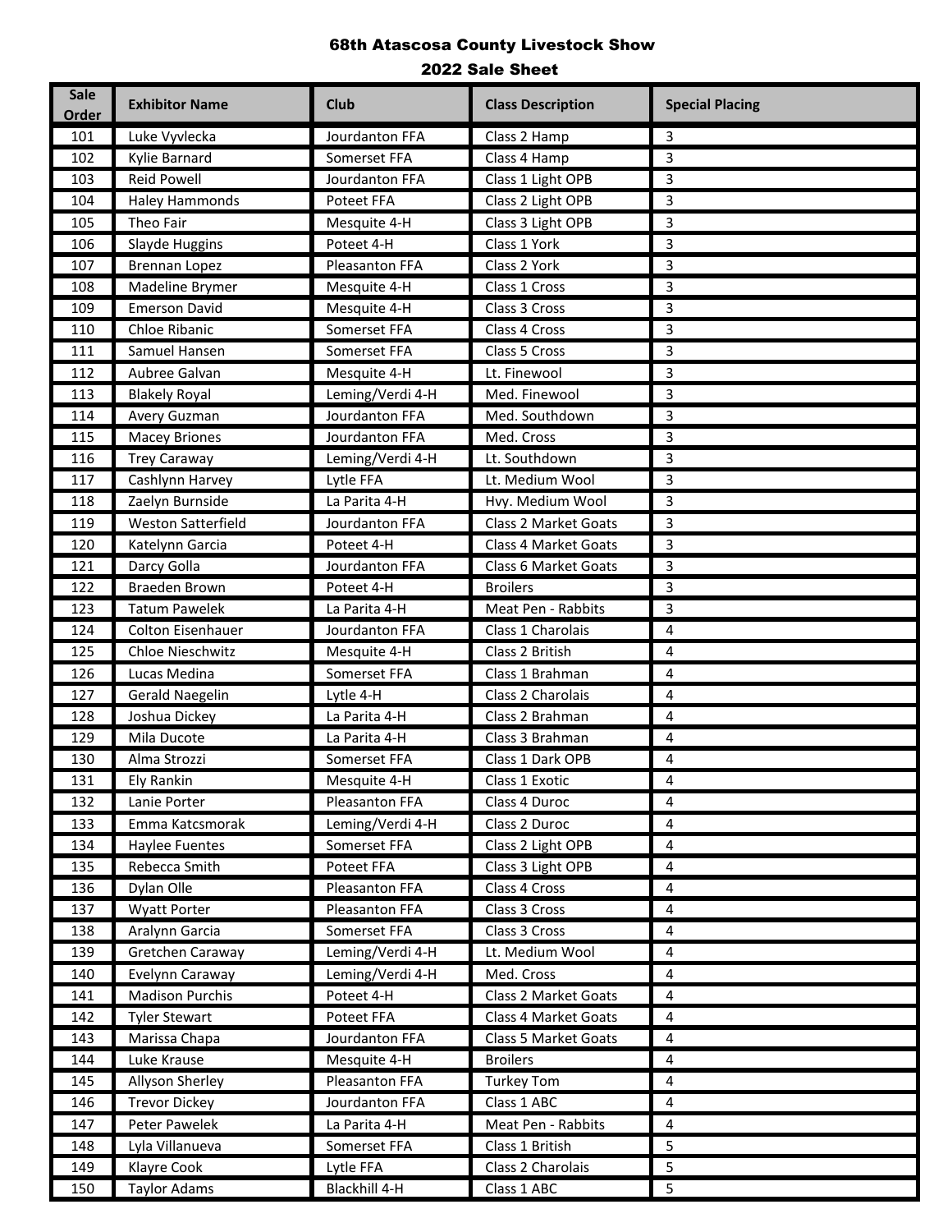# 68th Atascosa County Livestock Show

## 2022 Sale Sheet

| Sale Order | Exhibitor Name | Club | Class Description | Special Placing |
|---|---|---|---|---|
| 101 | Luke Vyvlecka | Jourdanton FFA | Class 2 Hamp | 3 |
| 102 | Kylie Barnard | Somerset FFA | Class 4 Hamp | 3 |
| 103 | Reid Powell | Jourdanton FFA | Class 1 Light OPB | 3 |
| 104 | Haley Hammonds | Poteet FFA | Class 2 Light OPB | 3 |
| 105 | Theo Fair | Mesquite 4-H | Class 3 Light OPB | 3 |
| 106 | Slayde Huggins | Poteet 4-H | Class 1 York | 3 |
| 107 | Brennan Lopez | Pleasanton FFA | Class 2 York | 3 |
| 108 | Madeline Brymer | Mesquite 4-H | Class 1 Cross | 3 |
| 109 | Emerson David | Mesquite 4-H | Class 3 Cross | 3 |
| 110 | Chloe Ribanic | Somerset FFA | Class 4 Cross | 3 |
| 111 | Samuel Hansen | Somerset FFA | Class 5 Cross | 3 |
| 112 | Aubree Galvan | Mesquite 4-H | Lt. Finewool | 3 |
| 113 | Blakely Royal | Leming/Verdi 4-H | Med. Finewool | 3 |
| 114 | Avery Guzman | Jourdanton FFA | Med. Southdown | 3 |
| 115 | Macey Briones | Jourdanton FFA | Med. Cross | 3 |
| 116 | Trey Caraway | Leming/Verdi 4-H | Lt. Southdown | 3 |
| 117 | Cashlynn Harvey | Lytle FFA | Lt. Medium Wool | 3 |
| 118 | Zaelyn Burnside | La Parita 4-H | Hvy. Medium Wool | 3 |
| 119 | Weston Satterfield | Jourdanton FFA | Class 2 Market Goats | 3 |
| 120 | Katelynn Garcia | Poteet 4-H | Class 4 Market Goats | 3 |
| 121 | Darcy Golla | Jourdanton FFA | Class 6 Market Goats | 3 |
| 122 | Braeden Brown | Poteet 4-H | Broilers | 3 |
| 123 | Tatum Pawelek | La Parita 4-H | Meat Pen - Rabbits | 3 |
| 124 | Colton Eisenhauer | Jourdanton FFA | Class 1 Charolais | 4 |
| 125 | Chloe Nieschwitz | Mesquite 4-H | Class 2 British | 4 |
| 126 | Lucas Medina | Somerset FFA | Class 1 Brahman | 4 |
| 127 | Gerald Naegelin | Lytle 4-H | Class 2 Charolais | 4 |
| 128 | Joshua Dickey | La Parita 4-H | Class 2 Brahman | 4 |
| 129 | Mila Ducote | La Parita 4-H | Class 3 Brahman | 4 |
| 130 | Alma Strozzi | Somerset FFA | Class 1 Dark OPB | 4 |
| 131 | Ely Rankin | Mesquite 4-H | Class 1 Exotic | 4 |
| 132 | Lanie Porter | Pleasanton FFA | Class 4 Duroc | 4 |
| 133 | Emma Katcsmorak | Leming/Verdi 4-H | Class 2 Duroc | 4 |
| 134 | Haylee Fuentes | Somerset FFA | Class 2 Light OPB | 4 |
| 135 | Rebecca Smith | Poteet FFA | Class 3 Light OPB | 4 |
| 136 | Dylan Olle | Pleasanton FFA | Class 4 Cross | 4 |
| 137 | Wyatt Porter | Pleasanton FFA | Class 3 Cross | 4 |
| 138 | Aralynn Garcia | Somerset FFA | Class 3 Cross | 4 |
| 139 | Gretchen Caraway | Leming/Verdi 4-H | Lt. Medium Wool | 4 |
| 140 | Evelynn Caraway | Leming/Verdi 4-H | Med. Cross | 4 |
| 141 | Madison Purchis | Poteet 4-H | Class 2 Market Goats | 4 |
| 142 | Tyler Stewart | Poteet FFA | Class 4 Market Goats | 4 |
| 143 | Marissa Chapa | Jourdanton FFA | Class 5 Market Goats | 4 |
| 144 | Luke Krause | Mesquite 4-H | Broilers | 4 |
| 145 | Allyson Sherley | Pleasanton FFA | Turkey Tom | 4 |
| 146 | Trevor Dickey | Jourdanton FFA | Class 1 ABC | 4 |
| 147 | Peter Pawelek | La Parita 4-H | Meat Pen - Rabbits | 4 |
| 148 | Lyla Villanueva | Somerset FFA | Class 1 British | 5 |
| 149 | Klayre Cook | Lytle FFA | Class 2 Charolais | 5 |
| 150 | Taylor Adams | Blackhill 4-H | Class 1 ABC | 5 |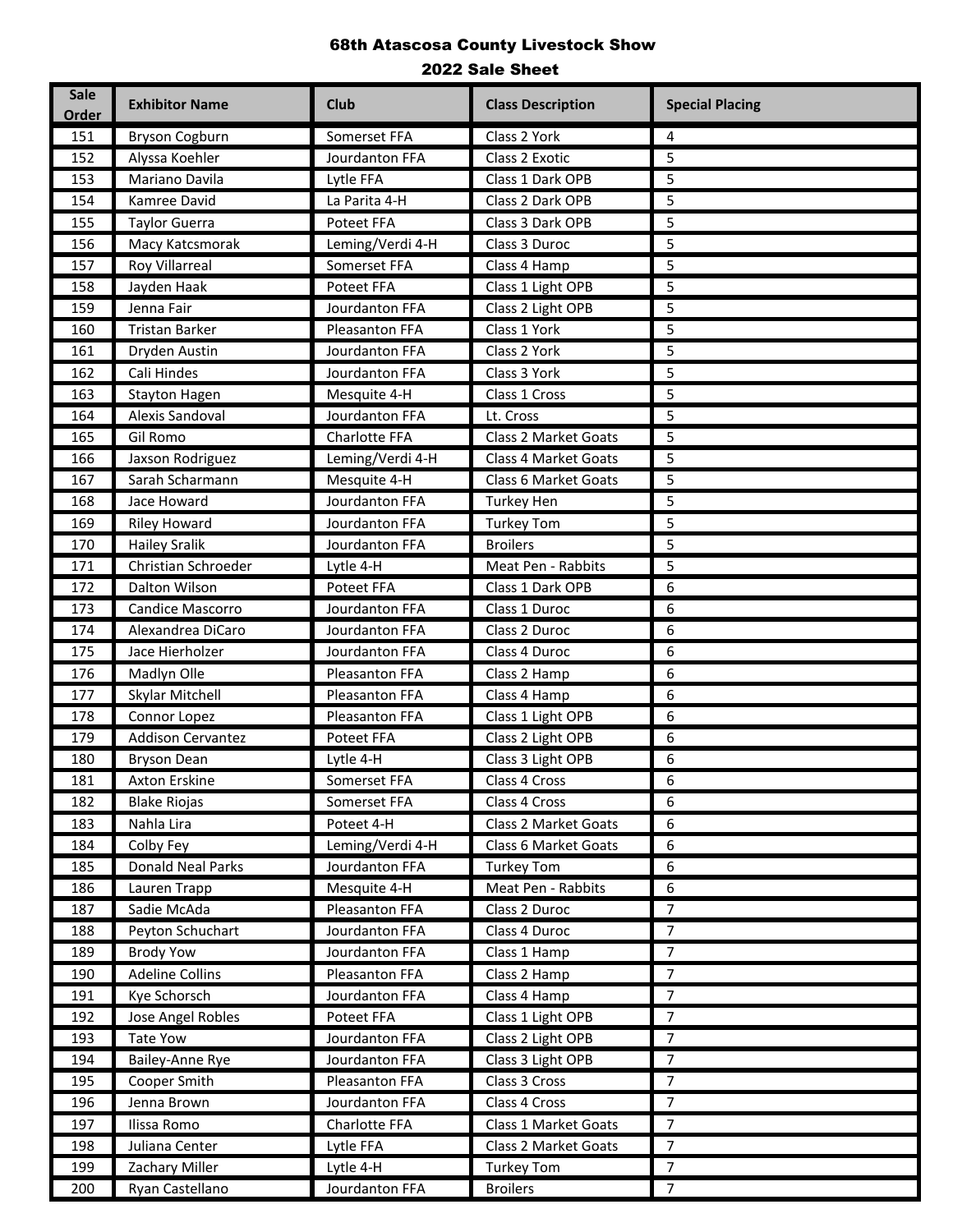# 68th Atascosa County Livestock Show

## 2022 Sale Sheet

| Sale Order | Exhibitor Name | Club | Class Description | Special Placing |
|---|---|---|---|---|
| 151 | Bryson Cogburn | Somerset FFA | Class 2 York | 4 |
| 152 | Alyssa Koehler | Jourdanton FFA | Class 2 Exotic | 5 |
| 153 | Mariano Davila | Lytle FFA | Class 1 Dark OPB | 5 |
| 154 | Kamree David | La Parita 4-H | Class 2 Dark OPB | 5 |
| 155 | Taylor Guerra | Poteet FFA | Class 3 Dark OPB | 5 |
| 156 | Macy Katcsmorak | Leming/Verdi 4-H | Class 3 Duroc | 5 |
| 157 | Roy Villarreal | Somerset FFA | Class 4 Hamp | 5 |
| 158 | Jayden Haak | Poteet FFA | Class 1 Light OPB | 5 |
| 159 | Jenna Fair | Jourdanton FFA | Class 2 Light OPB | 5 |
| 160 | Tristan Barker | Pleasanton FFA | Class 1 York | 5 |
| 161 | Dryden Austin | Jourdanton FFA | Class 2 York | 5 |
| 162 | Cali Hindes | Jourdanton FFA | Class 3 York | 5 |
| 163 | Stayton Hagen | Mesquite 4-H | Class 1 Cross | 5 |
| 164 | Alexis Sandoval | Jourdanton FFA | Lt. Cross | 5 |
| 165 | Gil Romo | Charlotte FFA | Class 2 Market Goats | 5 |
| 166 | Jaxson Rodriguez | Leming/Verdi 4-H | Class 4 Market Goats | 5 |
| 167 | Sarah Scharmann | Mesquite 4-H | Class 6 Market Goats | 5 |
| 168 | Jace Howard | Jourdanton FFA | Turkey Hen | 5 |
| 169 | Riley Howard | Jourdanton FFA | Turkey Tom | 5 |
| 170 | Hailey Sralik | Jourdanton FFA | Broilers | 5 |
| 171 | Christian Schroeder | Lytle 4-H | Meat Pen - Rabbits | 5 |
| 172 | Dalton Wilson | Poteet FFA | Class 1 Dark OPB | 6 |
| 173 | Candice Mascorro | Jourdanton FFA | Class 1 Duroc | 6 |
| 174 | Alexandrea DiCaro | Jourdanton FFA | Class 2 Duroc | 6 |
| 175 | Jace Hierholzer | Jourdanton FFA | Class 4 Duroc | 6 |
| 176 | Madlyn Olle | Pleasanton FFA | Class 2 Hamp | 6 |
| 177 | Skylar Mitchell | Pleasanton FFA | Class 4 Hamp | 6 |
| 178 | Connor Lopez | Pleasanton FFA | Class 1 Light OPB | 6 |
| 179 | Addison Cervantez | Poteet FFA | Class 2 Light OPB | 6 |
| 180 | Bryson Dean | Lytle 4-H | Class 3 Light OPB | 6 |
| 181 | Axton Erskine | Somerset FFA | Class 4 Cross | 6 |
| 182 | Blake Riojas | Somerset FFA | Class 4 Cross | 6 |
| 183 | Nahla Lira | Poteet 4-H | Class 2 Market Goats | 6 |
| 184 | Colby Fey | Leming/Verdi 4-H | Class 6 Market Goats | 6 |
| 185 | Donald Neal Parks | Jourdanton FFA | Turkey Tom | 6 |
| 186 | Lauren Trapp | Mesquite 4-H | Meat Pen - Rabbits | 6 |
| 187 | Sadie McAda | Pleasanton FFA | Class 2 Duroc | 7 |
| 188 | Peyton Schuchart | Jourdanton FFA | Class 4 Duroc | 7 |
| 189 | Brody Yow | Jourdanton FFA | Class 1 Hamp | 7 |
| 190 | Adeline Collins | Pleasanton FFA | Class 2 Hamp | 7 |
| 191 | Kye Schorsch | Jourdanton FFA | Class 4 Hamp | 7 |
| 192 | Jose Angel Robles | Poteet FFA | Class 1 Light OPB | 7 |
| 193 | Tate Yow | Jourdanton FFA | Class 2 Light OPB | 7 |
| 194 | Bailey-Anne Rye | Jourdanton FFA | Class 3 Light OPB | 7 |
| 195 | Cooper Smith | Pleasanton FFA | Class 3 Cross | 7 |
| 196 | Jenna Brown | Jourdanton FFA | Class 4 Cross | 7 |
| 197 | Ilissa Romo | Charlotte FFA | Class 1 Market Goats | 7 |
| 198 | Juliana Center | Lytle FFA | Class 2 Market Goats | 7 |
| 199 | Zachary Miller | Lytle 4-H | Turkey Tom | 7 |
| 200 | Ryan Castellano | Jourdanton FFA | Broilers | 7 |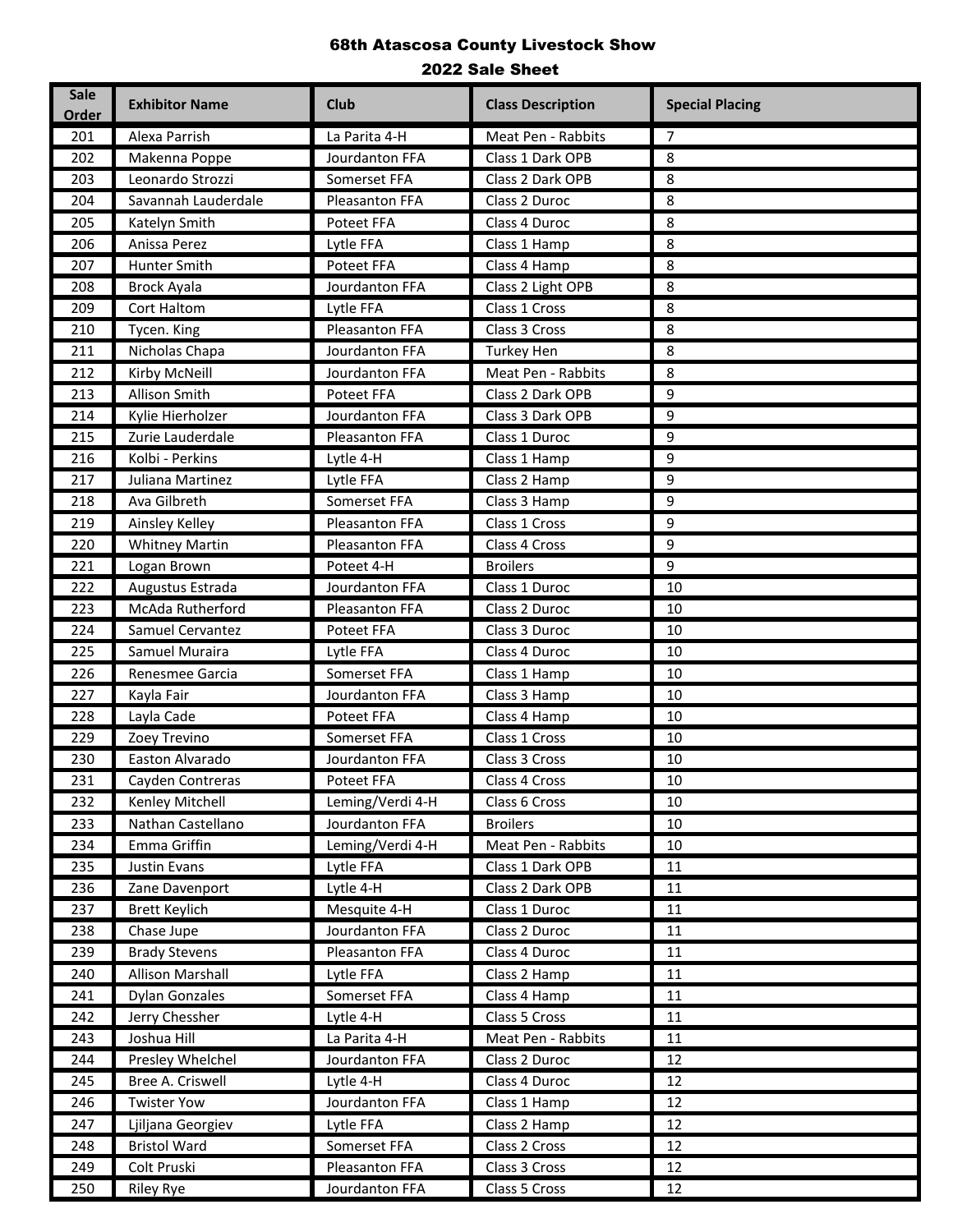# 68th Atascosa County Livestock Show

## 2022 Sale Sheet

| Sale Order | Exhibitor Name | Club | Class Description | Special Placing |
|---|---|---|---|---|
| 201 | Alexa Parrish | La Parita 4-H | Meat Pen - Rabbits | 7 |
| 202 | Makenna Poppe | Jourdanton FFA | Class 1 Dark OPB | 8 |
| 203 | Leonardo Strozzi | Somerset FFA | Class 2 Dark OPB | 8 |
| 204 | Savannah Lauderdale | Pleasanton FFA | Class 2 Duroc | 8 |
| 205 | Katelyn Smith | Poteet FFA | Class 4 Duroc | 8 |
| 206 | Anissa Perez | Lytle FFA | Class 1 Hamp | 8 |
| 207 | Hunter Smith | Poteet FFA | Class 4 Hamp | 8 |
| 208 | Brock Ayala | Jourdanton FFA | Class 2 Light OPB | 8 |
| 209 | Cort Haltom | Lytle FFA | Class 1 Cross | 8 |
| 210 | Tycen. King | Pleasanton FFA | Class 3 Cross | 8 |
| 211 | Nicholas Chapa | Jourdanton FFA | Turkey Hen | 8 |
| 212 | Kirby McNeill | Jourdanton FFA | Meat Pen - Rabbits | 8 |
| 213 | Allison Smith | Poteet FFA | Class 2 Dark OPB | 9 |
| 214 | Kylie Hierholzer | Jourdanton FFA | Class 3 Dark OPB | 9 |
| 215 | Zurie Lauderdale | Pleasanton FFA | Class 1 Duroc | 9 |
| 216 | Kolbi - Perkins | Lytle 4-H | Class 1 Hamp | 9 |
| 217 | Juliana Martinez | Lytle FFA | Class 2 Hamp | 9 |
| 218 | Ava Gilbreth | Somerset FFA | Class 3 Hamp | 9 |
| 219 | Ainsley Kelley | Pleasanton FFA | Class 1 Cross | 9 |
| 220 | Whitney Martin | Pleasanton FFA | Class 4 Cross | 9 |
| 221 | Logan Brown | Poteet 4-H | Broilers | 9 |
| 222 | Augustus Estrada | Jourdanton FFA | Class 1 Duroc | 10 |
| 223 | McAda Rutherford | Pleasanton FFA | Class 2 Duroc | 10 |
| 224 | Samuel Cervantez | Poteet FFA | Class 3 Duroc | 10 |
| 225 | Samuel Muraira | Lytle FFA | Class 4 Duroc | 10 |
| 226 | Renesmee Garcia | Somerset FFA | Class 1 Hamp | 10 |
| 227 | Kayla Fair | Jourdanton FFA | Class 3 Hamp | 10 |
| 228 | Layla Cade | Poteet FFA | Class 4 Hamp | 10 |
| 229 | Zoey Trevino | Somerset FFA | Class 1 Cross | 10 |
| 230 | Easton Alvarado | Jourdanton FFA | Class 3 Cross | 10 |
| 231 | Cayden Contreras | Poteet FFA | Class 4 Cross | 10 |
| 232 | Kenley Mitchell | Leming/Verdi 4-H | Class 6 Cross | 10 |
| 233 | Nathan Castellano | Jourdanton FFA | Broilers | 10 |
| 234 | Emma Griffin | Leming/Verdi 4-H | Meat Pen - Rabbits | 10 |
| 235 | Justin Evans | Lytle FFA | Class 1 Dark OPB | 11 |
| 236 | Zane Davenport | Lytle 4-H | Class 2 Dark OPB | 11 |
| 237 | Brett Keylich | Mesquite 4-H | Class 1 Duroc | 11 |
| 238 | Chase Jupe | Jourdanton FFA | Class 2 Duroc | 11 |
| 239 | Brady Stevens | Pleasanton FFA | Class 4 Duroc | 11 |
| 240 | Allison Marshall | Lytle FFA | Class 2 Hamp | 11 |
| 241 | Dylan Gonzales | Somerset FFA | Class 4 Hamp | 11 |
| 242 | Jerry Chessher | Lytle 4-H | Class 5 Cross | 11 |
| 243 | Joshua Hill | La Parita 4-H | Meat Pen - Rabbits | 11 |
| 244 | Presley Whelchel | Jourdanton FFA | Class 2 Duroc | 12 |
| 245 | Bree A. Criswell | Lytle 4-H | Class 4 Duroc | 12 |
| 246 | Twister Yow | Jourdanton FFA | Class 1 Hamp | 12 |
| 247 | Ljiljana Georgiev | Lytle FFA | Class 2 Hamp | 12 |
| 248 | Bristol Ward | Somerset FFA | Class 2 Cross | 12 |
| 249 | Colt Pruski | Pleasanton FFA | Class 3 Cross | 12 |
| 250 | Riley Rye | Jourdanton FFA | Class 5 Cross | 12 |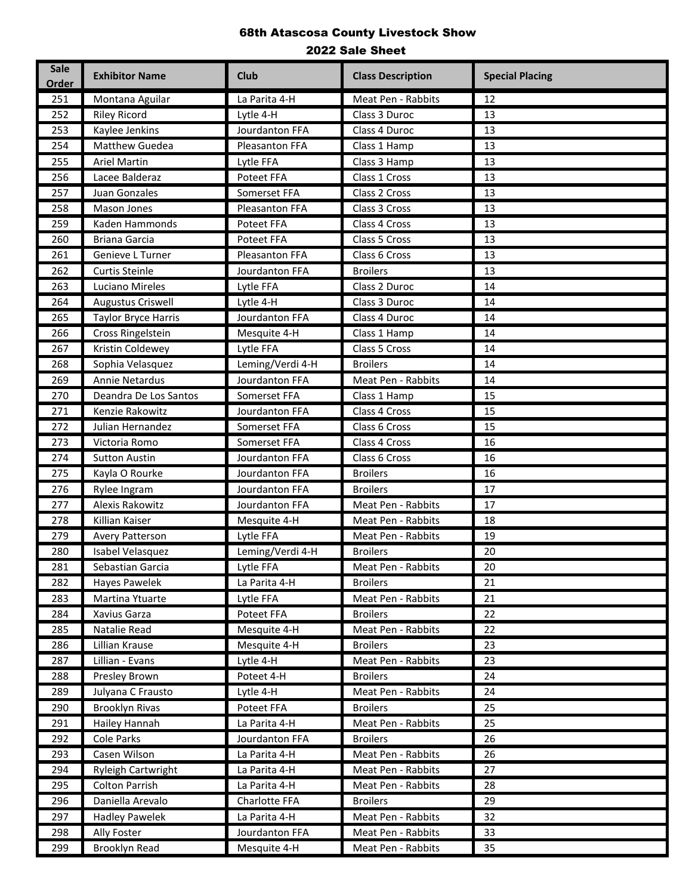# 68th Atascosa County Livestock Show

## 2022 Sale Sheet

| Sale Order | Exhibitor Name | Club | Class Description | Special Placing |
|---|---|---|---|---|
| 251 | Montana Aguilar | La Parita 4-H | Meat Pen - Rabbits | 12 |
| 252 | Riley Ricord | Lytle 4-H | Class 3 Duroc | 13 |
| 253 | Kaylee Jenkins | Jourdanton FFA | Class 4 Duroc | 13 |
| 254 | Matthew Guedea | Pleasanton FFA | Class 1 Hamp | 13 |
| 255 | Ariel Martin | Lytle FFA | Class 3 Hamp | 13 |
| 256 | Lacee Balderaz | Poteet FFA | Class 1 Cross | 13 |
| 257 | Juan Gonzales | Somerset FFA | Class 2 Cross | 13 |
| 258 | Mason Jones | Pleasanton FFA | Class 3 Cross | 13 |
| 259 | Kaden Hammonds | Poteet FFA | Class 4 Cross | 13 |
| 260 | Briana Garcia | Poteet FFA | Class 5 Cross | 13 |
| 261 | Genieve L Turner | Pleasanton FFA | Class 6 Cross | 13 |
| 262 | Curtis Steinle | Jourdanton FFA | Broilers | 13 |
| 263 | Luciano Mireles | Lytle FFA | Class 2 Duroc | 14 |
| 264 | Augustus Criswell | Lytle 4-H | Class 3 Duroc | 14 |
| 265 | Taylor Bryce Harris | Jourdanton FFA | Class 4 Duroc | 14 |
| 266 | Cross Ringelstein | Mesquite 4-H | Class 1 Hamp | 14 |
| 267 | Kristin Coldewey | Lytle FFA | Class 5 Cross | 14 |
| 268 | Sophia Velasquez | Leming/Verdi 4-H | Broilers | 14 |
| 269 | Annie Netardus | Jourdanton FFA | Meat Pen - Rabbits | 14 |
| 270 | Deandra De Los Santos | Somerset FFA | Class 1 Hamp | 15 |
| 271 | Kenzie Rakowitz | Jourdanton FFA | Class 4 Cross | 15 |
| 272 | Julian Hernandez | Somerset FFA | Class 6 Cross | 15 |
| 273 | Victoria Romo | Somerset FFA | Class 4 Cross | 16 |
| 274 | Sutton Austin | Jourdanton FFA | Class 6 Cross | 16 |
| 275 | Kayla O Rourke | Jourdanton FFA | Broilers | 16 |
| 276 | Rylee Ingram | Jourdanton FFA | Broilers | 17 |
| 277 | Alexis Rakowitz | Jourdanton FFA | Meat Pen - Rabbits | 17 |
| 278 | Killian Kaiser | Mesquite 4-H | Meat Pen - Rabbits | 18 |
| 279 | Avery Patterson | Lytle FFA | Meat Pen - Rabbits | 19 |
| 280 | Isabel Velasquez | Leming/Verdi 4-H | Broilers | 20 |
| 281 | Sebastian Garcia | Lytle FFA | Meat Pen - Rabbits | 20 |
| 282 | Hayes Pawelek | La Parita 4-H | Broilers | 21 |
| 283 | Martina Ytuarte | Lytle FFA | Meat Pen - Rabbits | 21 |
| 284 | Xavius Garza | Poteet FFA | Broilers | 22 |
| 285 | Natalie Read | Mesquite 4-H | Meat Pen - Rabbits | 22 |
| 286 | Lillian Krause | Mesquite 4-H | Broilers | 23 |
| 287 | Lillian - Evans | Lytle 4-H | Meat Pen - Rabbits | 23 |
| 288 | Presley Brown | Poteet 4-H | Broilers | 24 |
| 289 | Julyana C Frausto | Lytle 4-H | Meat Pen - Rabbits | 24 |
| 290 | Brooklyn Rivas | Poteet FFA | Broilers | 25 |
| 291 | Hailey Hannah | La Parita 4-H | Meat Pen - Rabbits | 25 |
| 292 | Cole Parks | Jourdanton FFA | Broilers | 26 |
| 293 | Casen Wilson | La Parita 4-H | Meat Pen - Rabbits | 26 |
| 294 | Ryleigh Cartwright | La Parita 4-H | Meat Pen - Rabbits | 27 |
| 295 | Colton Parrish | La Parita 4-H | Meat Pen - Rabbits | 28 |
| 296 | Daniella Arevalo | Charlotte FFA | Broilers | 29 |
| 297 | Hadley Pawelek | La Parita 4-H | Meat Pen - Rabbits | 32 |
| 298 | Ally Foster | Jourdanton FFA | Meat Pen - Rabbits | 33 |
| 299 | Brooklyn Read | Mesquite 4-H | Meat Pen - Rabbits | 35 |